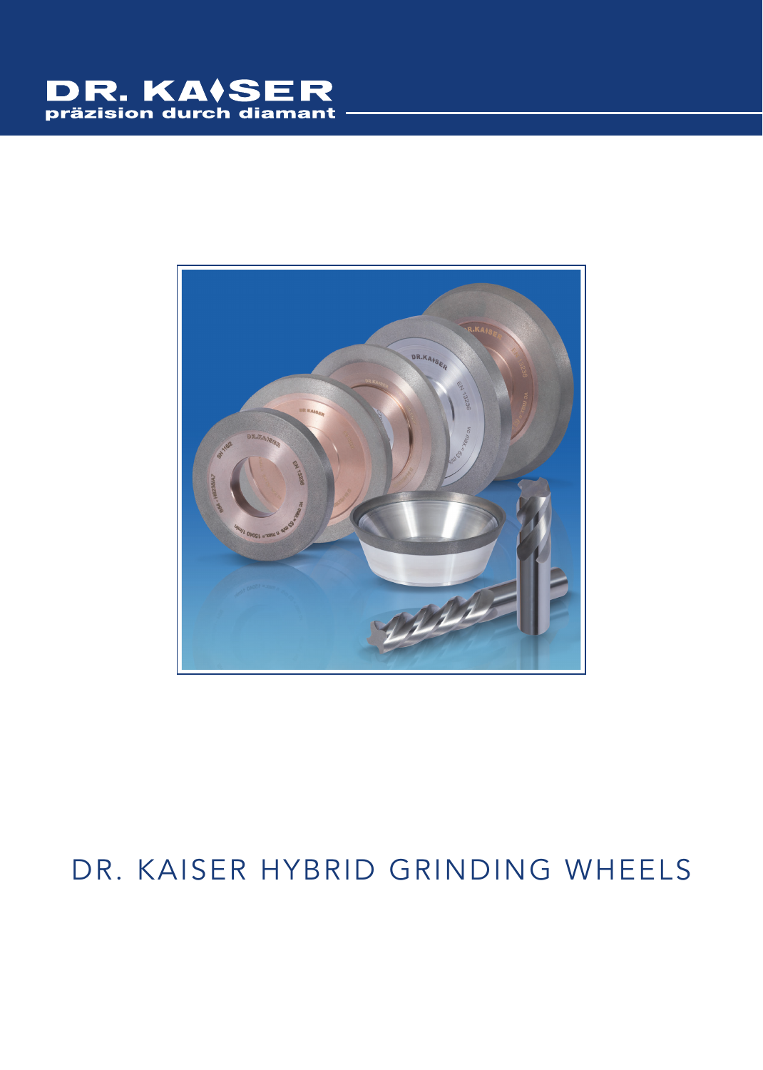DR. KAISER
präzision durch diamant

# DR. KAISER HYBRID GRINDING WHEELS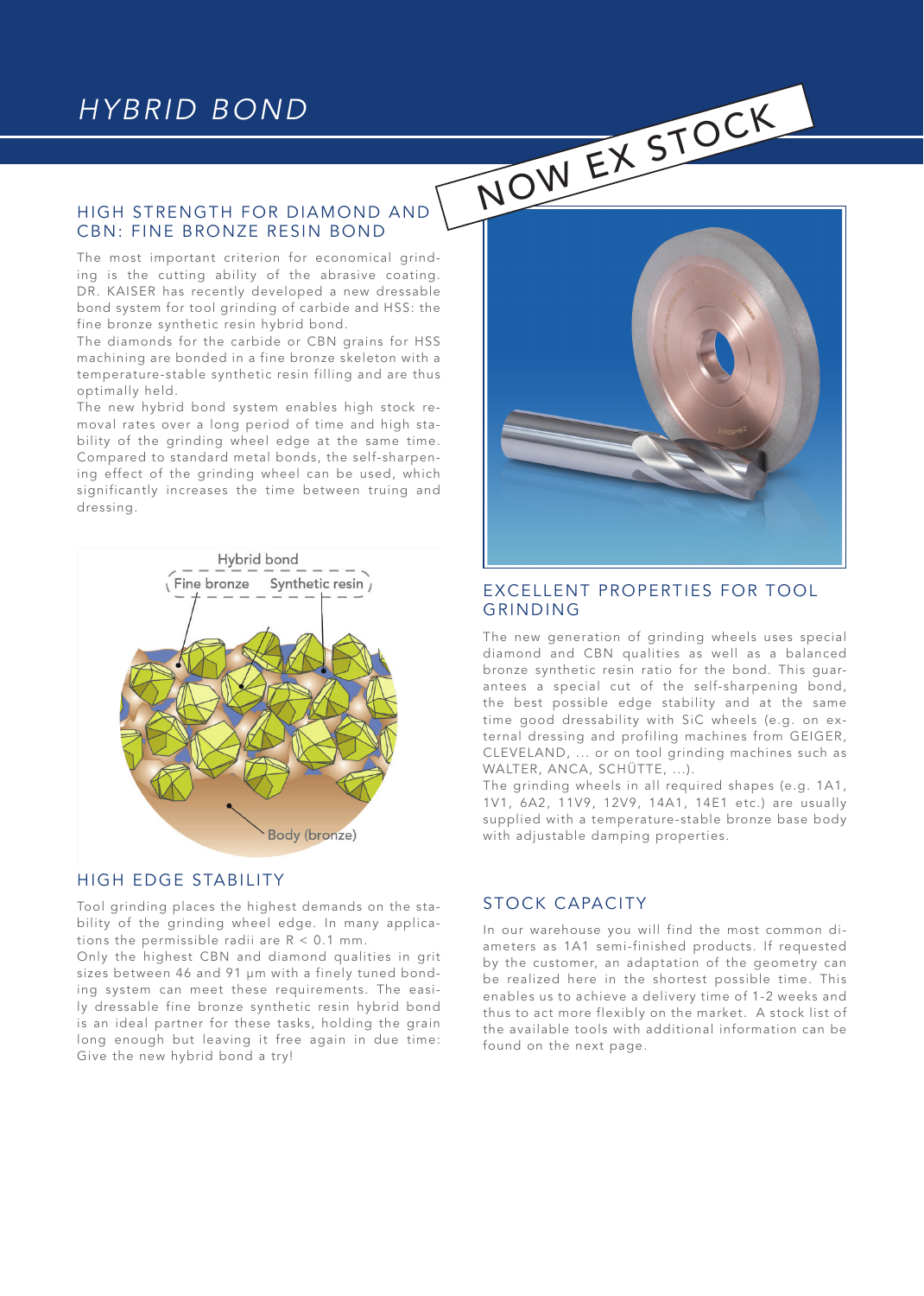# HYBRID BOND

NOW EX STOCK

## HIGH STRENGTH FOR DIAMOND AND CBN: FINE BRONZE RESIN BOND

The most important criterion for economical grinding is the cutting ability of the abrasive coating. DR. KAISER has recently developed a new dressable bond system for tool grinding of carbide and HSS: the fine bronze synthetic resin hybrid bond.

The diamonds for the carbide or CBN grains for HSS machining are bonded in a fine bronze skeleton with a temperature-stable synthetic resin filling and are thus optimally held.

The new hybrid bond system enables high stock removal rates over a long period of time and high stability of the grinding wheel edge at the same time. Compared to standard metal bonds, the self-sharpening effect of the grinding wheel can be used, which significantly increases the time between truing and dressing.

Hybrid bond

Fine bronze     Synthetic resin

Body (bronze)

## HIGH EDGE STABILITY

Tool grinding places the highest demands on the stability of the grinding wheel edge. In many applications the permissible radii are R < 0.1 mm.

Only the highest CBN and diamond qualities in grit sizes between 46 and 91 µm with a finely tuned bonding system can meet these requirements. The easily dressable fine bronze synthetic resin hybrid bond is an ideal partner for these tasks, holding the grain long enough but leaving it free again in due time: Give the new hybrid bond a try!

## EXCELLENT PROPERTIES FOR TOOL GRINDING

The new generation of grinding wheels uses special diamond and CBN qualities as well as a balanced bronze synthetic resin ratio for the bond. This guarantees a special cut of the self-sharpening bond, the best possible edge stability and at the same time good dressability with SiC wheels (e.g. on external dressing and profiling machines from GEIGER, CLEVELAND, ... or on tool grinding machines such as WALTER, ANCA, SCHÜTTE, ...).

The grinding wheels in all required shapes (e.g. 1A1, 1V1, 6A2, 11V9, 12V9, 14A1, 14E1 etc.) are usually supplied with a temperature-stable bronze base body with adjustable damping properties.

## STOCK CAPACITY

In our warehouse you will find the most common diameters as 1A1 semi-finished products. If requested by the customer, an adaptation of the geometry can be realized here in the shortest possible time. This enables us to achieve a delivery time of 1-2 weeks and thus to act more flexibly on the market. A stock list of the available tools with additional information can be found on the next page.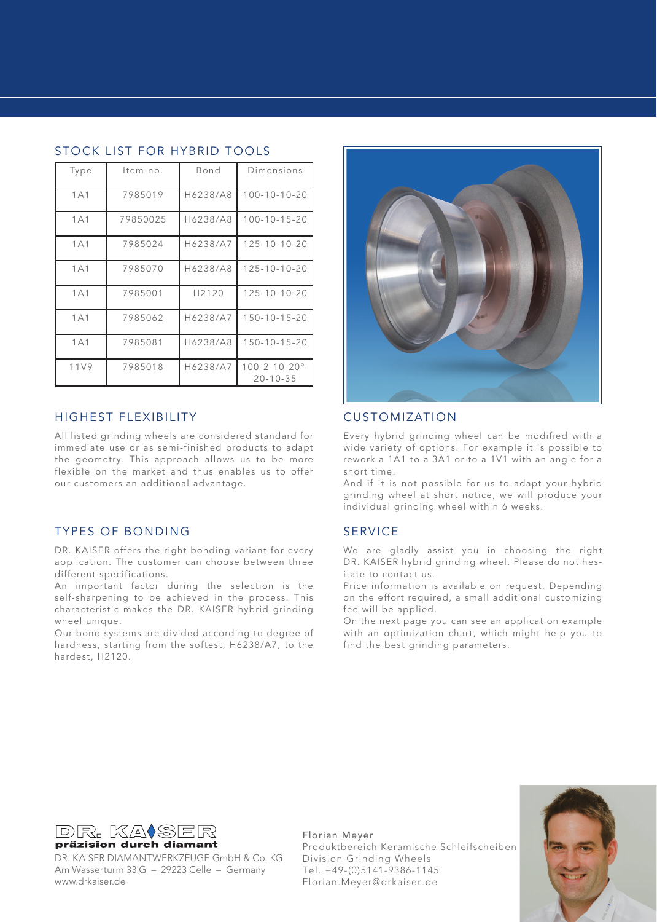## STOCK LIST FOR HYBRID TOOLS

| Type | Item-no. | Bond | Dimensions |
| --- | --- | --- | --- |
| 1A1 | 7985019 | H6238/A8 | 100-10-10-20 |
| 1A1 | 79850025 | H6238/A8 | 100-10-15-20 |
| 1A1 | 7985024 | H6238/A7 | 125-10-10-20 |
| 1A1 | 7985070 | H6238/A8 | 125-10-10-20 |
| 1A1 | 7985001 | H2120 | 125-10-10-20 |
| 1A1 | 7985062 | H6238/A7 | 150-10-15-20 |
| 1A1 | 7985081 | H6238/A8 | 150-10-15-20 |
| 11V9 | 7985018 | H6238/A7 | 100-2-10-20°-20-10-35 |

## HIGHEST FLEXIBILITY

All listed grinding wheels are considered standard for immediate use or as semi-finished products to adapt the geometry. This approach allows us to be more flexible on the market and thus enables us to offer our customers an additional advantage.

## TYPES OF BONDING

DR. KAISER offers the right bonding variant for every application. The customer can choose between three different specifications.

An important factor during the selection is the self-sharpening to be achieved in the process. This characteristic makes the DR. KAISER hybrid grinding wheel unique.

Our bond systems are divided according to degree of hardness, starting from the softest, H6238/A7, to the hardest, H2120.

## CUSTOMIZATION

Every hybrid grinding wheel can be modified with a wide variety of options. For example it is possible to rework a 1A1 to a 3A1 or to a 1V1 with an angle for a short time.

And if it is not possible for us to adapt your hybrid grinding wheel at short notice, we will produce your individual grinding wheel within 6 weeks.

## SERVICE

We are gladly assist you in choosing the right DR. KAISER hybrid grinding wheel. Please do not hesitate to contact us.

Price information is available on request. Depending on the effort required, a small additional customizing fee will be applied.

On the next page you can see an application example with an optimization chart, which might help you to find the best grinding parameters.

DR. KAISER
**präzision durch diamant**

DR. KAISER DIAMANTWERKZEUGE GmbH & Co. KG
Am Wasserturm 33 G – 29223 Celle – Germany
www.drkaiser.de

Florian Meyer
Produktbereich Keramische Schleifscheiben
Division Grinding Wheels
Tel. +49-(0)5141-9386-1145
Florian.Meyer@drkaiser.de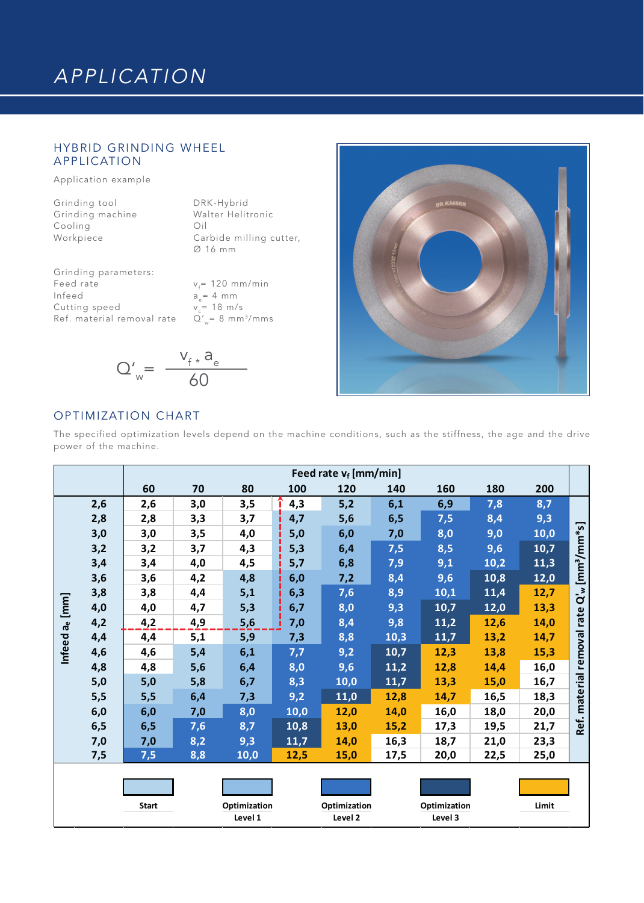# APPLICATION

## HYBRID GRINDING WHEEL APPLICATION

Application example

| | |
|---|---|
| Grinding tool | DRK-Hybrid |
| Grinding machine | Walter Helitronic |
| Cooling | Oil |
| Workpiece | Carbide milling cutter, Ø 16 mm |

Grinding parameters:

| | |
|---|---|
| Feed rate | $v_f$ = 120 mm/min |
| Infeed | $a_e$ = 4 mm |
| Cutting speed | $v_c$ = 18 m/s |
| Ref. material removal rate | $Q'_w$ = 8 mm³/mms |

$$Q'_w = \frac{v_f * a_e}{60}$$

## OPTIMIZATION CHART

The specified optimization levels depend on the machine conditions, such as the stiffness, the age and the drive power of the machine.

Ref. material removal rate $Q'_w$ [mm³/mm*s]

| Infeed $a_e$ [mm] | Feed rate $v_f$ [mm/min] | | | | | | | | |
|---|---|---|---|---|---|---|---|---|---|
| | 60 | 70 | 80 | 100 | 120 | 140 | 160 | 180 | 200 |
| 2,6 | 2,6 | 3,0 | 3,5 | 4,3 | 5,2 | 6,1 | 6,9 | 7,8 | 8,7 |
| 2,8 | 2,8 | 3,3 | 3,7 | 4,7 | 5,6 | 6,5 | 7,5 | 8,4 | 9,3 |
| 3,0 | 3,0 | 3,5 | 4,0 | 5,0 | 6,0 | 7,0 | 8,0 | 9,0 | 10,0 |
| 3,2 | 3,2 | 3,7 | 4,3 | 5,3 | 6,4 | 7,5 | 8,5 | 9,6 | 10,7 |
| 3,4 | 3,4 | 4,0 | 4,5 | 5,7 | 6,8 | 7,9 | 9,1 | 10,2 | 11,3 |
| 3,6 | 3,6 | 4,2 | 4,8 | 6,0 | 7,2 | 8,4 | 9,6 | 10,8 | 12,0 |
| 3,8 | 3,8 | 4,4 | 5,1 | 6,3 | 7,6 | 8,9 | 10,1 | 11,4 | 12,7 |
| 4,0 | 4,0 | 4,7 | 5,3 | 6,7 | 8,0 | 9,3 | 10,7 | 12,0 | 13,3 |
| 4,2 | 4,2 | 4,9 | 5,6 | 7,0 | 8,4 | 9,8 | 11,2 | 12,6 | 14,0 |
| 4,4 | 4,4 | 5,1 | 5,9 | 7,3 | 8,8 | 10,3 | 11,7 | 13,2 | 14,7 |
| 4,6 | 4,6 | 5,4 | 6,1 | 7,7 | 9,2 | 10,7 | 12,3 | 13,8 | 15,3 |
| 4,8 | 4,8 | 5,6 | 6,4 | 8,0 | 9,6 | 11,2 | 12,8 | 14,4 | 16,0 |
| 5,0 | 5,0 | 5,8 | 6,7 | 8,3 | 10,0 | 11,7 | 13,3 | 15,0 | 16,7 |
| 5,5 | 5,5 | 6,4 | 7,3 | 9,2 | 11,0 | 12,8 | 14,7 | 16,5 | 18,3 |
| 6,0 | 6,0 | 7,0 | 8,0 | 10,0 | 12,0 | 14,0 | 16,0 | 18,0 | 20,0 |
| 6,5 | 6,5 | 7,6 | 8,7 | 10,8 | 13,0 | 15,2 | 17,3 | 19,5 | 21,7 |
| 7,0 | 7,0 | 8,2 | 9,3 | 11,7 | 14,0 | 16,3 | 18,7 | 21,0 | 23,3 |
| 7,5 | 7,5 | 8,8 | 10,0 | 12,5 | 15,0 | 17,5 | 20,0 | 22,5 | 25,0 |

Start | Optimization Level 1 | Optimization Level 2 | Optimization Level 3 | Limit